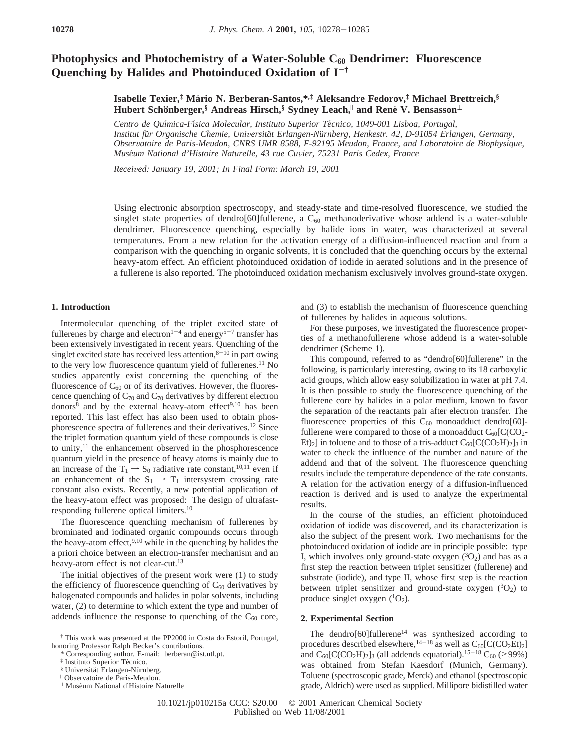# Photophysics and Photochemistry of a Water-Soluble $C_{60}$ Dendrimer: Fluorescence Quenching by Halides and Photoinduced Oxidation of $I^-$ [†]

**Isabelle Texier,[‡] Mário N. Berberan-Santos,*[,‡] Aleksandre Fedorov,[‡] Michael Brettreich,[§] Hubert Schönberger,[§] Andreas Hirsch,[§] Sydney Leach,[∥] and René V. Bensasson[⊥]**

*Centro de Química-Física Molecular, Instituto Superior Técnico, 1049-001 Lisboa, Portugal, Institut für Organische Chemie, Universität Erlangen-Nürnberg, Henkestr. 42, D-91054 Erlangen, Germany, Observatoire de Paris-Meudon, CNRS UMR 8588, F-92195 Meudon, France, and Laboratoire de Biophysique, Muséum National d'Histoire Naturelle, 43 rue Cuvier, 75231 Paris Cedex, France*

*Received: January 19, 2001; In Final Form: March 19, 2001*

Using electronic absorption spectroscopy, and steady-state and time-resolved fluorescence, we studied the singlet state properties of dendro[60]fullerene, a $C_{60}$ methanoderivative whose addend is a water-soluble dendrimer. Fluorescence quenching, especially by halide ions in water, was characterized at several temperatures. From a new relation for the activation energy of a diffusion-influenced reaction and from a comparison with the quenching in organic solvents, it is concluded that the quenching occurs by the external heavy-atom effect. An efficient photoinduced oxidation of iodide in aerated solutions and in the presence of a fullerene is also reported. The photoinduced oxidation mechanism exclusively involves ground-state oxygen.

## 1. Introduction

Intermolecular quenching of the triplet excited state of fullerenes by charge and electron[1−4] and energy[5−7] transfer has been extensively investigated in recent years. Quenching of the singlet excited state has received less attention,[8−10] in part owing to the very low fluorescence quantum yield of fullerenes.[11] No studies apparently exist concerning the quenching of the fluorescence of $C_{60}$ or of its derivatives. However, the fluorescence quenching of $C_{70}$ and $C_{70}$ derivatives by different electron donors[8] and by the external heavy-atom effect[9,10] has been reported. This last effect has also been used to obtain phosphorescence spectra of fullerenes and their derivatives.[12] Since the triplet formation quantum yield of these compounds is close to unity,[11] the enhancement observed in the phosphorescence quantum yield in the presence of heavy atoms is mainly due to an increase of the $T_1 \rightarrow S_0$ radiative rate constant,[10,11] even if an enhancement of the $S_1 \rightarrow T_1$ intersystem crossing rate constant also exists. Recently, a new potential application of the heavy-atom effect was proposed: The design of ultrafast-responding fullerene optical limiters.[10]

The fluorescence quenching mechanism of fullerenes by brominated and iodinated organic compounds occurs through the heavy-atom effect,[9,10] while in the quenching by halides the a priori choice between an electron-transfer mechanism and an heavy-atom effect is not clear-cut.[13]

The initial objectives of the present work were (1) to study the efficiency of fluorescence quenching of $C_{60}$ derivatives by halogenated compounds and halides in polar solvents, including water, (2) to determine to which extent the type and number of addends influence the response to quenching of the $C_{60}$ core, and (3) to establish the mechanism of fluorescence quenching of fullerenes by halides in aqueous solutions.

For these purposes, we investigated the fluorescence properties of a methanofullerene whose addend is a water-soluble dendrimer (Scheme 1).

This compound, referred to as "dendro[60]fullerene" in the following, is particularly interesting, owing to its 18 carboxylic acid groups, which allow easy solubilization in water at pH 7.4. It is then possible to study the fluorescence quenching of the fullerene core by halides in a polar medium, known to favor the separation of the reactants pair after electron transfer. The fluorescence properties of this $C_{60}$ monoadduct dendro[60]-fullerene were compared to those of a monoadduct $C_{60}[C(CO_2Et)_2]$ in toluene and to those of a tris-adduct $C_{60}[C(CO_2H)_2]_3$ in water to check the influence of the number and nature of the addend and that of the solvent. The fluorescence quenching results include the temperature dependence of the rate constants. A relation for the activation energy of a diffusion-influenced reaction is derived and is used to analyze the experimental results.

In the course of the studies, an efficient photoinduced oxidation of iodide was discovered, and its characterization is also the subject of the present work. Two mechanisms for the photoinduced oxidation of iodide are in principle possible: type I, which involves only ground-state oxygen ($^3O_2$) and has as a first step the reaction between triplet sensitizer (fullerene) and substrate (iodide), and type II, whose first step is the reaction between triplet sensitizer and ground-state oxygen ($^3O_2$) to produce singlet oxygen ($^1O_2$).

## 2. Experimental Section

The dendro[60]fullerene[14] was synthesized according to procedures described elsewhere,[14−18] as well as $C_{60}[C(CO_2Et)_2]$ and $C_{60}[C(CO_2H)_2]_3$ (all addends equatorial).[15−18] $C_{60}$ (>99%) was obtained from Stefan Kaesdorf (Munich, Germany). Toluene (spectroscopic grade, Merck) and ethanol (spectroscopic grade, Aldrich) were used as supplied. Millipore bidistilled water

---

[†] This work was presented at the PP2000 in Costa do Estoril, Portugal, honoring Professor Ralph Becker's contributions.

\* Corresponding author. E-mail: berberan@ist.utl.pt.

[‡] Instituto Superior Técnico.

[§] Universität Erlangen-Nürnberg.

[∥] Observatoire de Paris-Meudon.

[⊥] Muséum National d'Histoire Naturelle

10.1021/jp010215a CCC: $20.00 © 2001 American Chemical Society
Published on Web 11/08/2001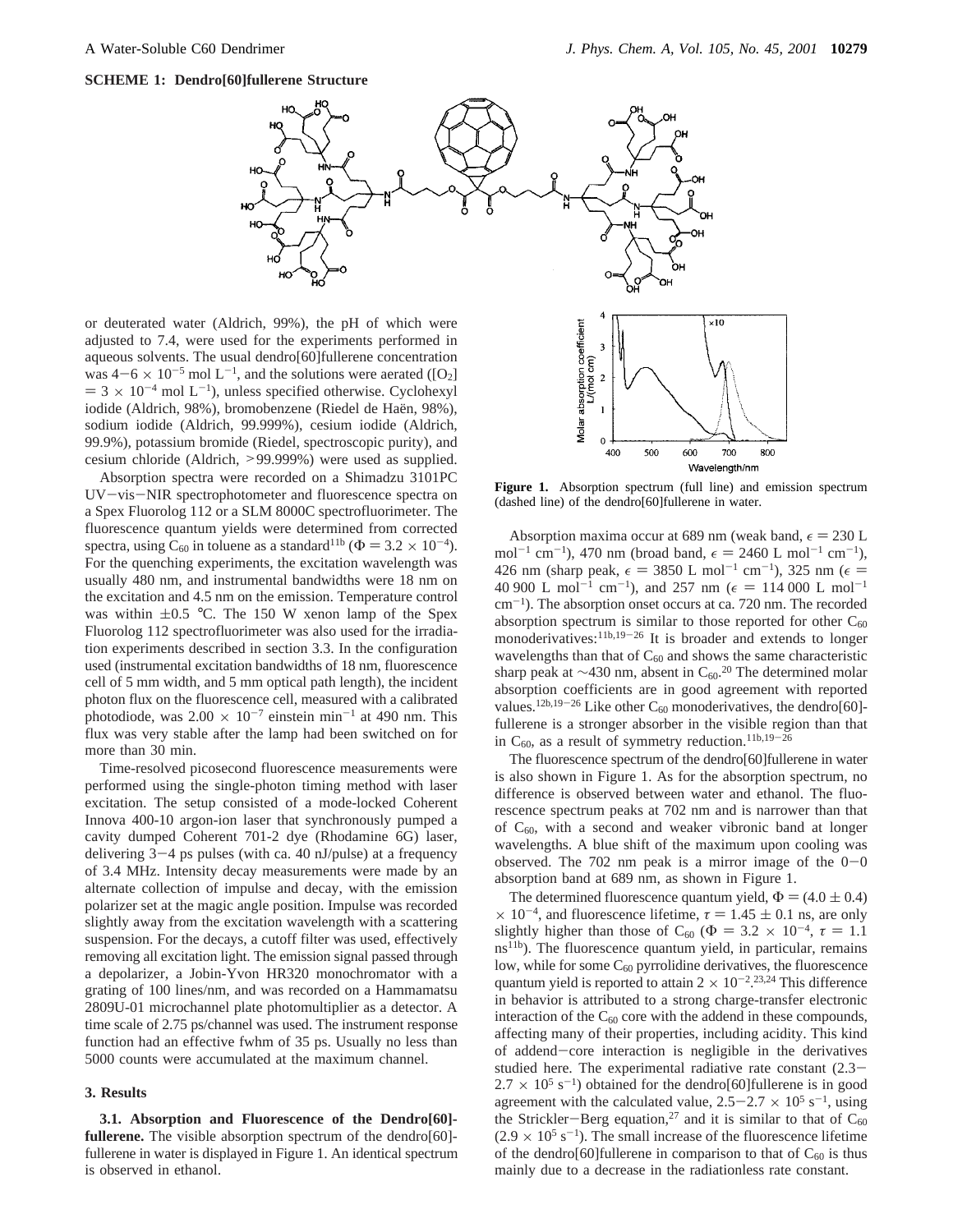**SCHEME 1: Dendro[60]fullerene Structure**

or deuterated water (Aldrich, 99%), the pH of which were adjusted to 7.4, were used for the experiments performed in aqueous solvents. The usual dendro[60]fullerene concentration was $4-6 \times 10^{-5}$ mol L$^{-1}$, and the solutions were aerated ($[O_2] = 3 \times 10^{-4}$ mol L$^{-1}$), unless specified otherwise. Cyclohexyl iodide (Aldrich, 98%), bromobenzene (Riedel de Haën, 98%), sodium iodide (Aldrich, 99.999%), cesium iodide (Aldrich, 99.9%), potassium bromide (Riedel, spectroscopic purity), and cesium chloride (Aldrich, >99.999%) were used as supplied.

Absorption spectra were recorded on a Shimadzu 3101PC UV–vis–NIR spectrophotometer and fluorescence spectra on a Spex Fluorolog 112 or a SLM 8000C spectrofluorimeter. The fluorescence quantum yields were determined from corrected spectra, using $C_{60}$ in toluene as a standard[11b] ($\Phi = 3.2 \times 10^{-4}$). For the quenching experiments, the excitation wavelength was usually 480 nm, and instrumental bandwidths were 18 nm on the excitation and 4.5 nm on the emission. Temperature control was within ±0.5 °C. The 150 W xenon lamp of the Spex Fluorolog 112 spectrofluorimeter was also used for the irradiation experiments described in section 3.3. In the configuration used (instrumental excitation bandwidths of 18 nm, fluorescence cell of 5 mm width, and 5 mm optical path length), the incident photon flux on the fluorescence cell, measured with a calibrated photodiode, was $2.00 \times 10^{-7}$ einstein min$^{-1}$ at 490 nm. This flux was very stable after the lamp had been switched on for more than 30 min.

Time-resolved picosecond fluorescence measurements were performed using the single-photon timing method with laser excitation. The setup consisted of a mode-locked Coherent Innova 400-10 argon-ion laser that synchronously pumped a cavity dumped Coherent 701-2 dye (Rhodamine 6G) laser, delivering 3–4 ps pulses (with ca. 40 nJ/pulse) at a frequency of 3.4 MHz. Intensity decay measurements were made by an alternate collection of impulse and decay, with the emission polarizer set at the magic angle position. Impulse was recorded slightly away from the excitation wavelength with a scattering suspension. For the decays, a cutoff filter was used, effectively removing all excitation light. The emission signal passed through a depolarizer, a Jobin-Yvon HR320 monochromator with a grating of 100 lines/nm, and was recorded on a Hammamatsu 2809U-01 microchannel plate photomultiplier as a detector. A time scale of 2.75 ps/channel was used. The instrument response function had an effective fwhm of 35 ps. Usually no less than 5000 counts were accumulated at the maximum channel.

## 3. Results

**3.1. Absorption and Fluorescence of the Dendro[60]fullerene.** The visible absorption spectrum of the dendro[60]fullerene in water is displayed in Figure 1. An identical spectrum is observed in ethanol.

**Figure 1.** Absorption spectrum (full line) and emission spectrum (dashed line) of the dendro[60]fullerene in water.

Absorption maxima occur at 689 nm (weak band, $\epsilon = 230$ L mol$^{-1}$ cm$^{-1}$), 470 nm (broad band, $\epsilon = 2460$ L mol$^{-1}$ cm$^{-1}$), 426 nm (sharp peak, $\epsilon = 3850$ L mol$^{-1}$ cm$^{-1}$), 325 nm ($\epsilon = 40\,900$ L mol$^{-1}$ cm$^{-1}$), and 257 nm ($\epsilon = 114\,000$ L mol$^{-1}$ cm$^{-1}$). The absorption onset occurs at ca. 720 nm. The recorded absorption spectrum is similar to those reported for other $C_{60}$ monoderivatives:[11b,19–26] It is broader and extends to longer wavelengths than that of $C_{60}$ and shows the same characteristic sharp peak at ~430 nm, absent in $C_{60}$.[20] The determined molar absorption coefficients are in good agreement with reported values.[12b,19–26] Like other $C_{60}$ monoderivatives, the dendro[60]fullerene is a stronger absorber in the visible region than that in $C_{60}$, as a result of symmetry reduction.[11b,19–26]

The fluorescence spectrum of the dendro[60]fullerene in water is also shown in Figure 1. As for the absorption spectrum, no difference is observed between water and ethanol. The fluorescence spectrum peaks at 702 nm and is narrower than that of $C_{60}$, with a second and weaker vibronic band at longer wavelengths. A blue shift of the maximum upon cooling was observed. The 702 nm peak is a mirror image of the 0–0 absorption band at 689 nm, as shown in Figure 1.

The determined fluorescence quantum yield, $\Phi = (4.0 \pm 0.4) \times 10^{-4}$, and fluorescence lifetime, $\tau = 1.45 \pm 0.1$ ns, are only slightly higher than those of $C_{60}$ ($\Phi = 3.2 \times 10^{-4}$, $\tau = 1.1$ ns[11b]). The fluorescence quantum yield, in particular, remains low, while for some $C_{60}$ pyrrolidine derivatives, the fluorescence quantum yield is reported to attain $2 \times 10^{-2}$.[23,24] This difference in behavior is attributed to a strong charge-transfer electronic interaction of the $C_{60}$ core with the addend in these compounds, affecting many of their properties, including acidity. This kind of addend–core interaction is negligible in the derivatives studied here. The experimental radiative rate constant ($2.3-2.7 \times 10^5$ s$^{-1}$) obtained for the dendro[60]fullerene is in good agreement with the calculated value, $2.5-2.7 \times 10^5$ s$^{-1}$, using the Strickler–Berg equation,[27] and it is similar to that of $C_{60}$ ($2.9 \times 10^5$ s$^{-1}$). The small increase of the fluorescence lifetime of the dendro[60]fullerene in comparison to that of $C_{60}$ is thus mainly due to a decrease in the radiationless rate constant.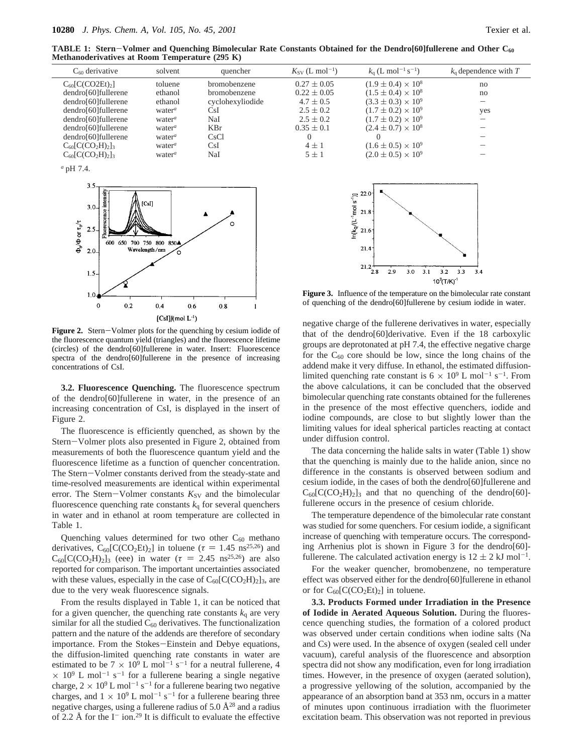**TABLE 1: Stern−Volmer and Quenching Bimolecular Rate Constants Obtained for the Dendro[60]fullerene and Other $C_{60}$ Methanoderivatives at Room Temperature (295 K)**

| $C_{60}$ derivative | solvent | quencher | $K_{SV}$ (L mol$^{-1}$) | $k_q$ (L mol$^{-1}$ s$^{-1}$) | $k_q$ dependence with $T$ |
|---|---|---|---|---|---|
| $C_{60}[C(CO2Et)_2]$ | toluene | bromobenzene | $0.27 \pm 0.05$ | $(1.9 \pm 0.4) \times 10^8$ | no |
| dendro[60]fullerene | ethanol | bromobenzene | $0.22 \pm 0.05$ | $(1.5 \pm 0.4) \times 10^8$ | no |
| dendro[60]fullerene | ethanol | cyclohexyliodide | $4.7 \pm 0.5$ | $(3.3 \pm 0.3) \times 10^9$ | − |
| dendro[60]fullerene | water[a] | CsI | $2.5 \pm 0.2$ | $(1.7 \pm 0.2) \times 10^9$ | yes |
| dendro[60]fullerene | water[a] | NaI | $2.5 \pm 0.2$ | $(1.7 \pm 0.2) \times 10^9$ | − |
| dendro[60]fullerene | water[a] | KBr | $0.35 \pm 0.1$ | $(2.4 \pm 0.7) \times 10^8$ | − |
| dendro[60]fullerene | water[a] | CsCl | 0 | 0 | − |
| $C_{60}[C(CO_2H)_2]_3$ | water[a] | CsI | $4 \pm 1$ | $(1.6 \pm 0.5) \times 10^9$ | − |
| $C_{60}[C(CO_2H)_2]_3$ | water[a] | NaI | $5 \pm 1$ | $(2.0 \pm 0.5) \times 10^9$ | − |

[a] pH 7.4.

**Figure 2.** Stern−Volmer plots for the quenching by cesium iodide of the fluorescence quantum yield (triangles) and the fluorescence lifetime (circles) of the dendro[60]fullerene in water. Insert: Fluorescence spectra of the dendro[60]fullerene in the presence of increasing concentrations of CsI.

**3.2. Fluorescence Quenching.** The fluorescence spectrum of the dendro[60]fullerene in water, in the presence of an increasing concentration of CsI, is displayed in the insert of Figure 2.

The fluorescence is efficiently quenched, as shown by the Stern−Volmer plots also presented in Figure 2, obtained from measurements of both the fluorescence quantum yield and the fluorescence lifetime as a function of quencher concentration. The Stern−Volmer constants derived from the steady-state and time-resolved measurements are identical within experimental error. The Stern−Volmer constants $K_{SV}$ and the bimolecular fluorescence quenching rate constants $k_q$ for several quenchers in water and in ethanol at room temperature are collected in Table 1.

Quenching values determined for two other $C_{60}$ methano derivatives, $C_{60}[C(CO_2Et)_2]$ in toluene ($\tau$ = 1.45 ns[25,26]) and $C_{60}[C(CO_2H)_2]_3$ (eee) in water ($\tau$ = 2.45 ns[25,26]) are also reported for comparison. The important uncertainties associated with these values, especially in the case of $C_{60}[C(CO_2H)_2]_3$, are due to the very weak fluorescence signals.

From the results displayed in Table 1, it can be noticed that for a given quencher, the quenching rate constants $k_q$ are very similar for all the studied $C_{60}$ derivatives. The functionalization pattern and the nature of the addends are therefore of secondary importance. From the Stokes−Einstein and Debye equations, the diffusion-limited quenching rate constants in water are estimated to be $7 \times 10^9$ L mol$^{-1}$ s$^{-1}$ for a neutral fullerene, $4 \times 10^9$ L mol$^{-1}$ s$^{-1}$ for a fullerene bearing a single negative charge, $2 \times 10^9$ L mol$^{-1}$ s$^{-1}$ for a fullerene bearing two negative charges, and $1 \times 10^9$ L mol$^{-1}$ s$^{-1}$ for a fullerene bearing three negative charges, using a fullerene radius of 5.0 Å[28] and a radius of 2.2 Å for the $I^-$ ion.[29] It is difficult to evaluate the effective negative charge of the fullerene derivatives in water, especially that of the dendro[60]derivative. Even if the 18 carboxylic groups are deprotonated at pH 7.4, the effective negative charge for the $C_{60}$ core should be low, since the long chains of the addend make it very diffuse. In ethanol, the estimated diffusion-limited quenching rate constant is $6 \times 10^9$ L mol$^{-1}$ s$^{-1}$. From the above calculations, it can be concluded that the observed bimolecular quenching rate constants obtained for the fullerenes in the presence of the most effective quenchers, iodide and iodine compounds, are close to but slightly lower than the limiting values for ideal spherical particles reacting at contact under diffusion control.

**Figure 3.** Influence of the temperature on the bimolecular rate constant of quenching of the dendro[60]fullerene by cesium iodide in water.

The data concerning the halide salts in water (Table 1) show that the quenching is mainly due to the halide anion, since no difference in the constants is observed between sodium and cesium iodide, in the cases of both the dendro[60]fullerene and $C_{60}[C(CO_2H)_2]_3$ and that no quenching of the dendro[60]-fullerene occurs in the presence of cesium chloride.

The temperature dependence of the bimolecular rate constant was studied for some quenchers. For cesium iodide, a significant increase of quenching with temperature occurs. The corresponding Arrhenius plot is shown in Figure 3 for the dendro[60]-fullerene. The calculated activation energy is $12 \pm 2$ kJ mol$^{-1}$.

For the weaker quencher, bromobenzene, no temperature effect was observed either for the dendro[60]fullerene in ethanol or for $C_{60}[C(CO_2Et)_2]$ in toluene.

**3.3. Products Formed under Irradiation in the Presence of Iodide in Aerated Aqueous Solution.** During the fluorescence quenching studies, the formation of a colored product was observed under certain conditions when iodine salts (Na and Cs) were used. In the absence of oxygen (sealed cell under vacuum), careful analysis of the fluorescence and absorption spectra did not show any modification, even for long irradiation times. However, in the presence of oxygen (aerated solution), a progressive yellowing of the solution, accompanied by the appearance of an absorption band at 353 nm, occurs in a matter of minutes upon continuous irradiation with the fluorimeter excitation beam. This observation was not reported in previous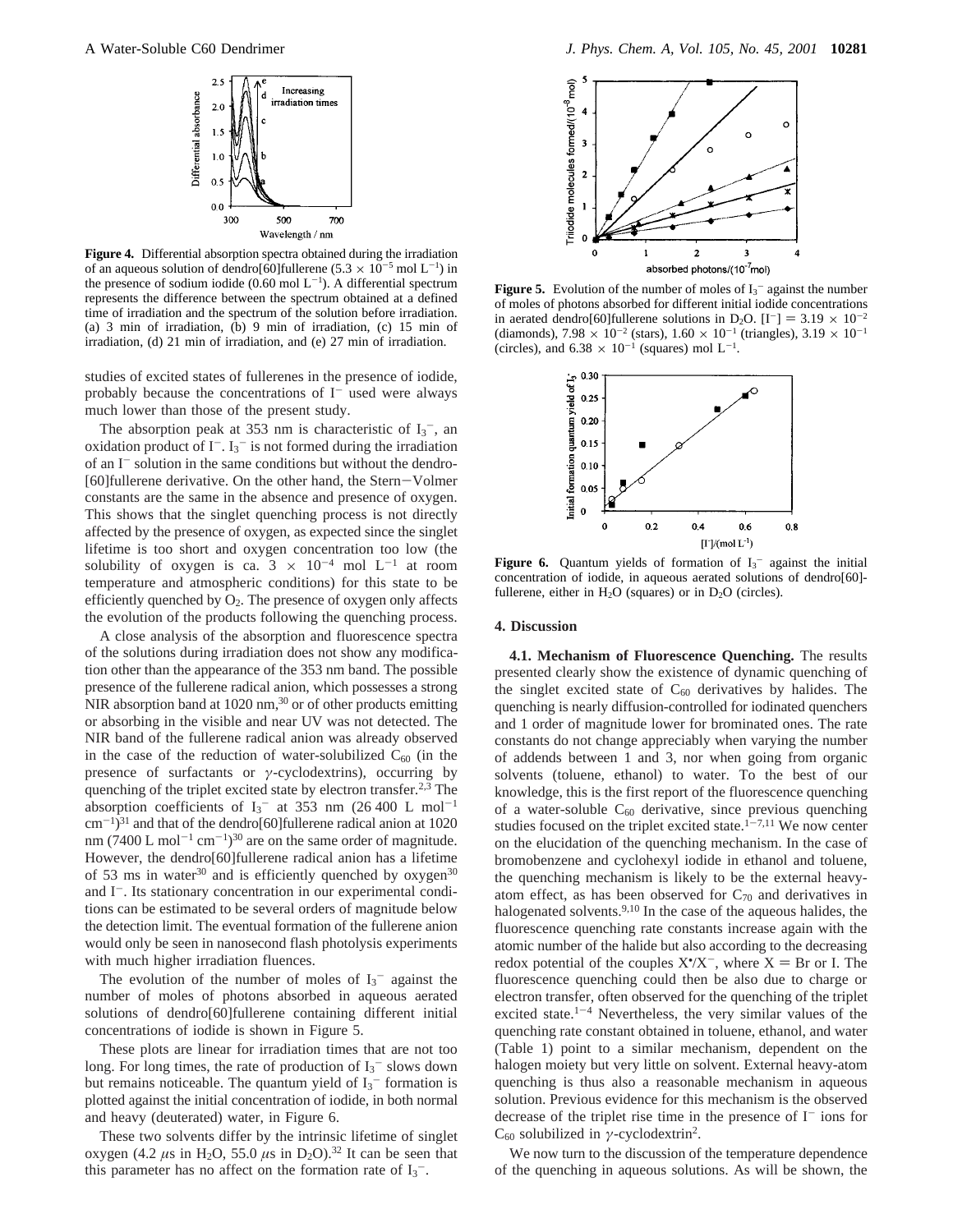**Figure 4.** Differential absorption spectra obtained during the irradiation of an aqueous solution of dendro[60]fullerene ($5.3 \times 10^{-5}$ mol L$^{-1}$) in the presence of sodium iodide (0.60 mol L$^{-1}$). A differential spectrum represents the difference between the spectrum obtained at a defined time of irradiation and the spectrum of the solution before irradiation. (a) 3 min of irradiation, (b) 9 min of irradiation, (c) 15 min of irradiation, (d) 21 min of irradiation, and (e) 27 min of irradiation.

studies of excited states of fullerenes in the presence of iodide, probably because the concentrations of $I^-$ used were always much lower than those of the present study.

The absorption peak at 353 nm is characteristic of $I_3^-$, an oxidation product of $I^-$. $I_3^-$ is not formed during the irradiation of an $I^-$ solution in the same conditions but without the dendro-[60]fullerene derivative. On the other hand, the Stern–Volmer constants are the same in the absence and presence of oxygen. This shows that the singlet quenching process is not directly affected by the presence of oxygen, as expected since the singlet lifetime is too short and oxygen concentration too low (the solubility of oxygen is ca. $3 \times 10^{-4}$ mol L$^{-1}$ at room temperature and atmospheric conditions) for this state to be efficiently quenched by $O_2$. The presence of oxygen only affects the evolution of the products following the quenching process.

A close analysis of the absorption and fluorescence spectra of the solutions during irradiation does not show any modification other than the appearance of the 353 nm band. The possible presence of the fullerene radical anion, which possesses a strong NIR absorption band at 1020 nm,[30] or of other products emitting or absorbing in the visible and near UV was not detected. The NIR band of the fullerene radical anion was already observed in the case of the reduction of water-solubilized $C_{60}$ (in the presence of surfactants or $\gamma$-cyclodextrins), occurring by quenching of the triplet excited state by electron transfer.[2,3] The absorption coefficients of $I_3^-$ at 353 nm (26 400 L mol$^{-1}$ cm$^{-1}$)[31] and that of the dendro[60]fullerene radical anion at 1020 nm (7400 L mol$^{-1}$ cm$^{-1}$)[30] are on the same order of magnitude. However, the dendro[60]fullerene radical anion has a lifetime of 53 ms in water[30] and is efficiently quenched by oxygen[30] and $I^-$. Its stationary concentration in our experimental conditions can be estimated to be several orders of magnitude below the detection limit. The eventual formation of the fullerene anion would only be seen in nanosecond flash photolysis experiments with much higher irradiation fluences.

The evolution of the number of moles of $I_3^-$ against the number of moles of photons absorbed in aqueous aerated solutions of dendro[60]fullerene containing different initial concentrations of iodide is shown in Figure 5.

These plots are linear for irradiation times that are not too long. For long times, the rate of production of $I_3^-$ slows down but remains noticeable. The quantum yield of $I_3^-$ formation is plotted against the initial concentration of iodide, in both normal and heavy (deuterated) water, in Figure 6.

These two solvents differ by the intrinsic lifetime of singlet oxygen (4.2 $\mu$s in $H_2O$, 55.0 $\mu$s in $D_2O$).[32] It can be seen that this parameter has no affect on the formation rate of $I_3^-$.

**Figure 5.** Evolution of the number of moles of $I_3^-$ against the number of moles of photons absorbed for different initial iodide concentrations in aerated dendro[60]fullerene solutions in $D_2O$. $[I^-] = 3.19 \times 10^{-2}$ (diamonds), $7.98 \times 10^{-2}$ (stars), $1.60 \times 10^{-1}$ (triangles), $3.19 \times 10^{-1}$ (circles), and $6.38 \times 10^{-1}$ (squares) mol L$^{-1}$.

**Figure 6.** Quantum yields of formation of $I_3^-$ against the initial concentration of iodide, in aqueous aerated solutions of dendro[60]-fullerene, either in $H_2O$ (squares) or in $D_2O$ (circles).

## 4. Discussion

**4.1. Mechanism of Fluorescence Quenching.** The results presented clearly show the existence of dynamic quenching of the singlet excited state of $C_{60}$ derivatives by halides. The quenching is nearly diffusion-controlled for iodinated quenchers and 1 order of magnitude lower for brominated ones. The rate constants do not change appreciably when varying the number of addends between 1 and 3, nor when going from organic solvents (toluene, ethanol) to water. To the best of our knowledge, this is the first report of the fluorescence quenching of a water-soluble $C_{60}$ derivative, since previous quenching studies focused on the triplet excited state.[1–7,11] We now center on the elucidation of the quenching mechanism. In the case of bromobenzene and cyclohexyl iodide in ethanol and toluene, the quenching mechanism is likely to be the external heavy-atom effect, as has been observed for $C_{70}$ and derivatives in halogenated solvents.[9,10] In the case of the aqueous halides, the fluorescence quenching rate constants increase again with the atomic number of the halide but also according to the decreasing redox potential of the couples $X^\bullet/X^-$, where X = Br or I. The fluorescence quenching could then be also due to charge or electron transfer, often observed for the quenching of the triplet excited state.[1–4] Nevertheless, the very similar values of the quenching rate constant obtained in toluene, ethanol, and water (Table 1) point to a similar mechanism, dependent on the halogen moiety but very little on solvent. External heavy-atom quenching is thus also a reasonable mechanism in aqueous solution. Previous evidence for this mechanism is the observed decrease of the triplet rise time in the presence of $I^-$ ions for $C_{60}$ solubilized in $\gamma$-cyclodextrin[2].

We now turn to the discussion of the temperature dependence of the quenching in aqueous solutions. As will be shown, the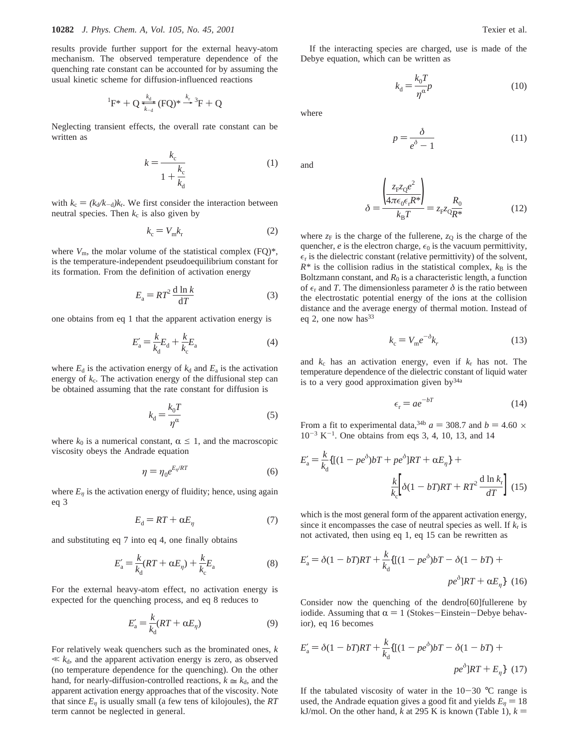results provide further support for the external heavy-atom mechanism. The observed temperature dependence of the quenching rate constant can be accounted for by assuming the usual kinetic scheme for diffusion-influenced reactions

$$^1\mathrm{F}^* + \mathrm{Q} \underset{k_{-\mathrm{d}}}{\overset{k_\mathrm{d}}{\rightleftharpoons}} (\mathrm{FQ})^* \xrightarrow{k_\mathrm{r}} {}^3\mathrm{F} + \mathrm{Q}$$

Neglecting transient effects, the overall rate constant can be written as

$$k = \frac{k_\mathrm{c}}{1 + \frac{k_\mathrm{c}}{k_\mathrm{d}}} \tag{1}$$

with $k_\mathrm{c} = (k_\mathrm{d}/k_{-\mathrm{d}})k_\mathrm{r}$. We first consider the interaction between neutral species. Then $k_\mathrm{c}$ is also given by

$$k_\mathrm{c} = V_\mathrm{m} k_\mathrm{r} \tag{2}$$

where $V_\mathrm{m}$, the molar volume of the statistical complex (FQ)*, is the temperature-independent pseudoequilibrium constant for its formation. From the definition of activation energy

$$E_\mathrm{a} = RT^2 \frac{\mathrm{d} \ln k}{\mathrm{d}T} \tag{3}$$

one obtains from eq 1 that the apparent activation energy is

$$E_\mathrm{a}' = \frac{k}{k_\mathrm{d}} E_\mathrm{d} + \frac{k}{k_\mathrm{c}} E_\mathrm{a} \tag{4}$$

where $E_\mathrm{d}$ is the activation energy of $k_\mathrm{d}$ and $E_\mathrm{a}$ is the activation energy of $k_\mathrm{c}$. The activation energy of the diffusional step can be obtained assuming that the rate constant for diffusion is

$$k_\mathrm{d} = \frac{k_0 T}{\eta^\alpha} \tag{5}$$

where $k_0$ is a numerical constant, $\alpha \leq 1$, and the macroscopic viscosity obeys the Andrade equation

$$\eta = \eta_0 e^{E_\eta/RT} \tag{6}$$

where $E_\eta$ is the activation energy of fluidity; hence, using again eq 3

$$E_\mathrm{d} = RT + \alpha E_\eta \tag{7}$$

and substituting eq 7 into eq 4, one finally obtains

$$E_\mathrm{a}' = \frac{k}{k_\mathrm{d}}(RT + \alpha E_\eta) + \frac{k}{k_\mathrm{c}} E_\mathrm{a} \tag{8}$$

For the external heavy-atom effect, no activation energy is expected for the quenching process, and eq 8 reduces to

$$E_\mathrm{a}' = \frac{k}{k_\mathrm{d}}(RT + \alpha E_\eta) \tag{9}$$

For relatively weak quenchers such as the brominated ones, $k \ll k_\mathrm{d}$, and the apparent activation energy is zero, as observed (no temperature dependence for the quenching). On the other hand, for nearly-diffusion-controlled reactions, $k \cong k_\mathrm{d}$, and the apparent activation energy approaches that of the viscosity. Note that since $E_\eta$ is usually small (a few tens of kilojoules), the $RT$ term cannot be neglected in general.

If the interacting species are charged, use is made of the Debye equation, which can be written as

$$k_\mathrm{d} = \frac{k_0 T}{\eta^\alpha} p \tag{10}$$

where

$$p = \frac{\delta}{e^\delta - 1} \tag{11}$$

and

$$\delta = \frac{\left(\dfrac{z_\mathrm{F} z_\mathrm{Q} e^2}{4\pi\epsilon_0\epsilon_\mathrm{r} R^*}\right)}{k_\mathrm{B} T} = z_\mathrm{F} z_\mathrm{Q} \frac{R_0}{R^*} \tag{12}$$

where $z_\mathrm{F}$ is the charge of the fullerene, $z_\mathrm{Q}$ is the charge of the quencher, $e$ is the electron charge, $\epsilon_0$ is the vacuum permittivity, $\epsilon_\mathrm{r}$ is the dielectric constant (relative permittivity) of the solvent, $R^*$ is the collision radius in the statistical complex, $k_\mathrm{B}$ is the Boltzmann constant, and $R_0$ is a characteristic length, a function of $\epsilon_\mathrm{r}$ and $T$. The dimensionless parameter $\delta$ is the ratio between the electrostatic potential energy of the ions at the collision distance and the average energy of thermal motion. Instead of eq 2, one now has[33]

$$k_\mathrm{c} = V_\mathrm{m} e^{-\delta} k_r \tag{13}$$

and $k_\mathrm{c}$ has an activation energy, even if $k_\mathrm{r}$ has not. The temperature dependence of the dielectric constant of liquid water is to a very good approximation given by[34a]

$$\epsilon_\mathrm{r} = a e^{-bT} \tag{14}$$

From a fit to experimental data,[34b] $a = 308.7$ and $b = 4.60 \times 10^{-3}$ K$^{-1}$. One obtains from eqs 3, 4, 10, 13, and 14

$$E_\mathrm{a}' = \frac{k}{k_\mathrm{d}}\{[(1 - pe^\delta)bT + pe^\delta]RT + \alpha E_\eta\} + \frac{k}{k_\mathrm{c}}\left[\delta(1 - bT)RT + RT^2 \frac{\mathrm{d} \ln k_\mathrm{r}}{dT}\right] \tag{15}$$

which is the most general form of the apparent activation energy, since it encompasses the case of neutral species as well. If $k_\mathrm{r}$ is not activated, then using eq 1, eq 15 can be rewritten as

$$E_\mathrm{a}' = \delta(1 - bT)RT + \frac{k}{k_\mathrm{d}}\{[(1 - pe^\delta)bT - \delta(1 - bT) + pe^\delta]RT + \alpha E_\eta\} \tag{16}$$

Consider now the quenching of the dendro[60]fullerene by iodide. Assuming that $\alpha = 1$ (Stokes–Einstein–Debye behavior), eq 16 becomes

$$E_\mathrm{a}' = \delta(1 - bT)RT + \frac{k}{k_\mathrm{d}}\{[(1 - pe^\delta)bT - \delta(1 - bT) + pe^\delta]RT + E_\eta\} \tag{17}$$

If the tabulated viscosity of water in the 10–30 °C range is used, the Andrade equation gives a good fit and yields $E_\eta = 18$ kJ/mol. On the other hand, $k$ at 295 K is known (Table 1), $k =$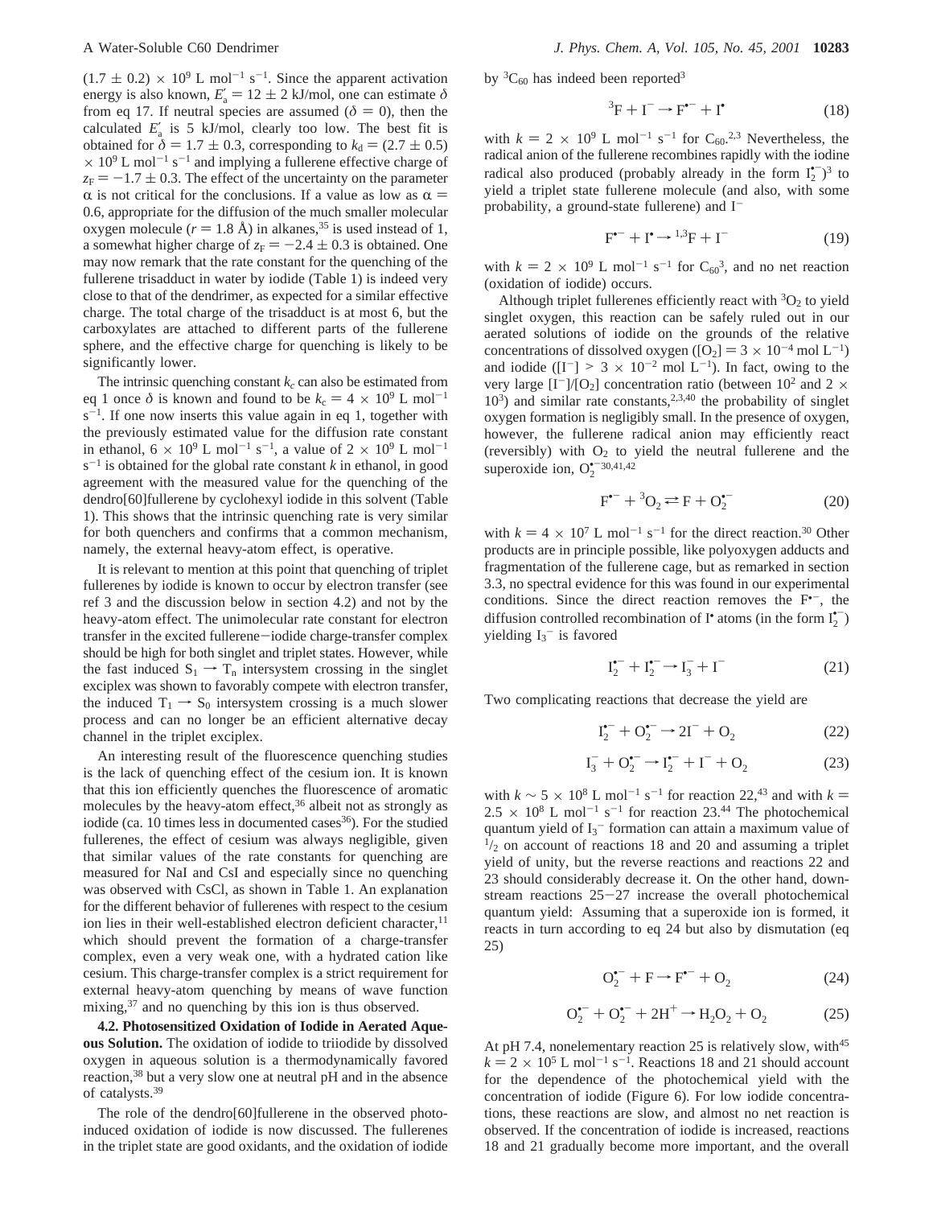$(1.7 \pm 0.2) \times 10^9$ L mol$^{-1}$ s$^{-1}$. Since the apparent activation energy is also known, $E_a' = 12 \pm 2$ kJ/mol, one can estimate $\delta$ from eq 17. If neutral species are assumed ($\delta = 0$), then the calculated $E_a'$ is 5 kJ/mol, clearly too low. The best fit is obtained for $\delta = 1.7 \pm 0.3$, corresponding to $k_d = (2.7 \pm 0.5) \times 10^9$ L mol$^{-1}$ s$^{-1}$ and implying a fullerene effective charge of $z_F = -1.7 \pm 0.3$. The effect of the uncertainty on the parameter $\alpha$ is not critical for the conclusions. If a value as low as $\alpha = 0.6$, appropriate for the diffusion of the much smaller molecular oxygen molecule ($r = 1.8$ Å) in alkanes,[35] is used instead of 1, a somewhat higher charge of $z_F = -2.4 \pm 0.3$ is obtained. One may now remark that the rate constant for the quenching of the fullerene trisadduct in water by iodide (Table 1) is indeed very close to that of the dendrimer, as expected for a similar effective charge. The total charge of the trisadduct is at most 6, but the carboxylates are attached to different parts of the fullerene sphere, and the effective charge for quenching is likely to be significantly lower.

The intrinsic quenching constant $k_c$ can also be estimated from eq 1 once $\delta$ is known and found to be $k_c = 4 \times 10^9$ L mol$^{-1}$ s$^{-1}$. If one now inserts this value again in eq 1, together with the previously estimated value for the diffusion rate constant in ethanol, $6 \times 10^9$ L mol$^{-1}$ s$^{-1}$, a value of $2 \times 10^9$ L mol$^{-1}$ s$^{-1}$ is obtained for the global rate constant $k$ in ethanol, in good agreement with the measured value for the quenching of the dendro[60]fullerene by cyclohexyl iodide in this solvent (Table 1). This shows that the intrinsic quenching rate is very similar for both quenchers and confirms that a common mechanism, namely, the external heavy-atom effect, is operative.

It is relevant to mention at this point that quenching of triplet fullerenes by iodide is known to occur by electron transfer (see ref 3 and the discussion below in section 4.2) and not by the heavy-atom effect. The unimolecular rate constant for electron transfer in the excited fullerene–iodide charge-transfer complex should be high for both singlet and triplet states. However, while the fast induced $S_1 \rightarrow T_n$ intersystem crossing in the singlet exciplex was shown to favorably compete with electron transfer, the induced $T_1 \rightarrow S_0$ intersystem crossing is a much slower process and can no longer be an efficient alternative decay channel in the triplet exciplex.

An interesting result of the fluorescence quenching studies is the lack of quenching effect of the cesium ion. It is known that this ion efficiently quenches the fluorescence of aromatic molecules by the heavy-atom effect,[36] albeit not as strongly as iodide (ca. 10 times less in documented cases[36]). For the studied fullerenes, the effect of cesium was always negligible, given that similar values of the rate constants for quenching are measured for NaI and CsI and especially since no quenching was observed with CsCl, as shown in Table 1. An explanation for the different behavior of fullerenes with respect to the cesium ion lies in their well-established electron deficient character,[11] which should prevent the formation of a charge-transfer complex, even a very weak one, with a hydrated cation like cesium. This charge-transfer complex is a strict requirement for external heavy-atom quenching by means of wave function mixing,[37] and no quenching by this ion is thus observed.

**4.2. Photosensitized Oxidation of Iodide in Aerated Aqueous Solution.** The oxidation of iodide to triiodide by dissolved oxygen in aqueous solution is a thermodynamically favored reaction,[38] but a very slow one at neutral pH and in the absence of catalysts.[39]

The role of the dendro[60]fullerene in the observed photoinduced oxidation of iodide is now discussed. The fullerenes in the triplet state are good oxidants, and the oxidation of iodide by $^3C_{60}$ has indeed been reported[3]

$$^3F + I^- \rightarrow F^{\bullet -} + I^\bullet \tag{18}$$

with $k = 2 \times 10^9$ L mol$^{-1}$ s$^{-1}$ for $C_{60}$.[2,3] Nevertheless, the radical anion of the fullerene recombines rapidly with the iodine radical also produced (probably already in the form $I_2^{\bullet -}$)[3] to yield a triplet state fullerene molecule (and also, with some probability, a ground-state fullerene) and $I^-$

$$F^{\bullet -} + I^\bullet \rightarrow {}^{1,3}F + I^- \tag{19}$$

with $k = 2 \times 10^9$ L mol$^{-1}$ s$^{-1}$ for $C_{60}$[3], and no net reaction (oxidation of iodide) occurs.

Although triplet fullerenes efficiently react with $^3O_2$ to yield singlet oxygen, this reaction can be safely ruled out in our aerated solutions of iodide on the grounds of the relative concentrations of dissolved oxygen ($[O_2] = 3 \times 10^{-4}$ mol L$^{-1}$) and iodide ($[I^-] > 3 \times 10^{-2}$ mol L$^{-1}$). In fact, owing to the very large $[I^-]/[O_2]$ concentration ratio (between $10^2$ and $2 \times 10^3$) and similar rate constants,[2,3,40] the probability of singlet oxygen formation is negligibly small. In the presence of oxygen, however, the fullerene radical anion may efficiently react (reversibly) with $O_2$ to yield the neutral fullerene and the superoxide ion, $O_2^{\bullet -}$[30,41,42]

$$F^{\bullet -} + {}^3O_2 \rightleftarrows F + O_2^{\bullet -} \tag{20}$$

with $k = 4 \times 10^7$ L mol$^{-1}$ s$^{-1}$ for the direct reaction.[30] Other products are in principle possible, like polyoxygen adducts and fragmentation of the fullerene cage, but as remarked in section 3.3, no spectral evidence for this was found in our experimental conditions. Since the direct reaction removes the $F^{\bullet -}$, the diffusion controlled recombination of $I^\bullet$ atoms (in the form $I_2^{\bullet -}$) yielding $I_3^-$ is favored

$$I_2^{\bullet -} + I_2^{\bullet -} \rightarrow I_3^- + I^- \tag{21}$$

Two complicating reactions that decrease the yield are

$$I_2^{\bullet -} + O_2^{\bullet -} \rightarrow 2I^- + O_2 \tag{22}$$

$$I_3^- + O_2^{\bullet -} \rightarrow I_2^{\bullet -} + I^- + O_2 \tag{23}$$

with $k \sim 5 \times 10^8$ L mol$^{-1}$ s$^{-1}$ for reaction 22,[43] and with $k = 2.5 \times 10^8$ L mol$^{-1}$ s$^{-1}$ for reaction 23.[44] The photochemical quantum yield of $I_3^-$ formation can attain a maximum value of $^1/_2$ on account of reactions 18 and 20 and assuming a triplet yield of unity, but the reverse reactions and reactions 22 and 23 should considerably decrease it. On the other hand, downstream reactions 25–27 increase the overall photochemical quantum yield: Assuming that a superoxide ion is formed, it reacts in turn according to eq 24 but also by dismutation (eq 25)

$$O_2^{\bullet -} + F \rightarrow F^{\bullet -} + O_2 \tag{24}$$

$$O_2^{\bullet -} + O_2^{\bullet -} + 2H^+ \rightarrow H_2O_2 + O_2 \tag{25}$$

At pH 7.4, nonelementary reaction 25 is relatively slow, with[45] $k = 2 \times 10^5$ L mol$^{-1}$ s$^{-1}$. Reactions 18 and 21 should account for the dependence of the photochemical yield with the concentration of iodide (Figure 6). For low iodide concentrations, these reactions are slow, and almost no net reaction is observed. If the concentration of iodide is increased, reactions 18 and 21 gradually become more important, and the overall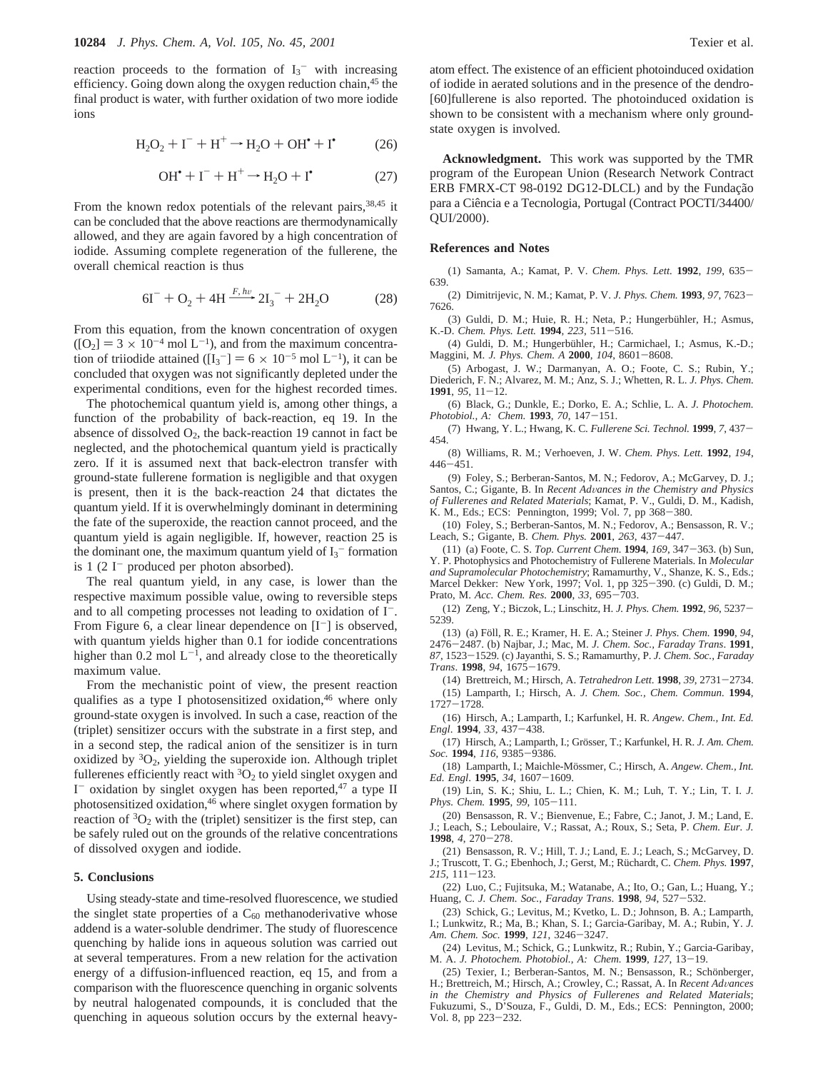reaction proceeds to the formation of $I_3^-$ with increasing efficiency. Going down along the oxygen reduction chain,[45] the final product is water, with further oxidation of two more iodide ions

$$H_2O_2 + I^- + H^+ \rightarrow H_2O + OH^\bullet + I^\bullet \quad (26)$$

$$OH^\bullet + I^- + H^+ \rightarrow H_2O + I^\bullet \quad (27)$$

From the known redox potentials of the relevant pairs,[38,45] it can be concluded that the above reactions are thermodynamically allowed, and they are again favored by a high concentration of iodide. Assuming complete regeneration of the fullerene, the overall chemical reaction is thus

$$6I^- + O_2 + 4H \xrightarrow{F,\, h\nu} 2I_3^- + 2H_2O \quad (28)$$

From this equation, from the known concentration of oxygen ($[O_2] = 3 \times 10^{-4}$ mol L$^{-1}$), and from the maximum concentration of triiodide attained ($[I_3^-] = 6 \times 10^{-5}$ mol L$^{-1}$), it can be concluded that oxygen was not significantly depleted under the experimental conditions, even for the highest recorded times.

The photochemical quantum yield is, among other things, a function of the probability of back-reaction, eq 19. In the absence of dissolved $O_2$, the back-reaction 19 cannot in fact be neglected, and the photochemical quantum yield is practically zero. If it is assumed next that back-electron transfer with ground-state fullerene formation is negligible and that oxygen is present, then it is the back-reaction 24 that dictates the quantum yield. If it is overwhelmingly dominant in determining the fate of the superoxide, the reaction cannot proceed, and the quantum yield is again negligible. If, however, reaction 25 is the dominant one, the maximum quantum yield of $I_3^-$ formation is 1 (2 $I^-$ produced per photon absorbed).

The real quantum yield, in any case, is lower than the respective maximum possible value, owing to reversible steps and to all competing processes not leading to oxidation of $I^-$. From Figure 6, a clear linear dependence on $[I^-]$ is observed, with quantum yields higher than 0.1 for iodide concentrations higher than 0.2 mol L$^{-1}$, and already close to the theoretically maximum value.

From the mechanistic point of view, the present reaction qualifies as a type I photosensitized oxidation,[46] where only ground-state oxygen is involved. In such a case, reaction of the (triplet) sensitizer occurs with the substrate in a first step, and in a second step, the radical anion of the sensitizer is in turn oxidized by $^3O_2$, yielding the superoxide ion. Although triplet fullerenes efficiently react with $^3O_2$ to yield singlet oxygen and $I^-$ oxidation by singlet oxygen has been reported,[47] a type II photosensitized oxidation,[46] where singlet oxygen formation by reaction of $^3O_2$ with the (triplet) sensitizer is the first step, can be safely ruled out on the grounds of the relative concentrations of dissolved oxygen and iodide.

## 5. Conclusions

Using steady-state and time-resolved fluorescence, we studied the singlet state properties of a $C_{60}$ methanoderivative whose addend is a water-soluble dendrimer. The study of fluorescence quenching by halide ions in aqueous solution was carried out at several temperatures. From a new relation for the activation energy of a diffusion-influenced reaction, eq 15, and from a comparison with the fluorescence quenching in organic solvents by neutral halogenated compounds, it is concluded that the quenching in aqueous solution occurs by the external heavy-atom effect. The existence of an efficient photoinduced oxidation of iodide in aerated solutions and in the presence of the dendro[60]fullerene is also reported. The photoinduced oxidation is shown to be consistent with a mechanism where only ground-state oxygen is involved.

**Acknowledgment.** This work was supported by the TMR program of the European Union (Research Network Contract ERB FMRX-CT 98-0192 DG12-DLCL) and by the Fundação para a Ciência e a Tecnologia, Portugal (Contract POCTI/34400/QUI/2000).

## References and Notes

(1) Samanta, A.; Kamat, P. V. *Chem. Phys. Lett.* **1992**, *199*, 635–639.

(2) Dimitrijevic, N. M.; Kamat, P. V. *J. Phys. Chem.* **1993**, *97*, 7623–7626.

(3) Guldi, D. M.; Huie, R. H.; Neta, P.; Hungerbühler, H.; Asmus, K.-D. *Chem. Phys. Lett.* **1994**, *223*, 511–516.

(4) Guldi, D. M.; Hungerbühler, H.; Carmichael, I.; Asmus, K.-D.; Maggini, M. *J. Phys. Chem. A* **2000**, *104*, 8601–8608.

(5) Arbogast, J. W.; Darmanyan, A. O.; Foote, C. S.; Rubin, Y.; Diederich, F. N.; Alvarez, M. M.; Anz, S. J.; Whetten, R. L. *J. Phys. Chem.* **1991**, *95*, 11–12.

(6) Black, G.; Dunkle, E.; Dorko, E. A.; Schlie, L. A. *J. Photochem. Photobiol., A: Chem.* **1993**, *70*, 147–151.

(7) Hwang, Y. L.; Hwang, K. C. *Fullerene Sci. Technol.* **1999**, *7*, 437–454.

(8) Williams, R. M.; Verhoeven, J. W. *Chem. Phys. Lett.* **1992**, *194*, 446–451.

(9) Foley, S.; Berberan-Santos, M. N.; Fedorov, A.; McGarvey, D. J.; Santos, C.; Gigante, B. In *Recent Advances in the Chemistry and Physics of Fullerenes and Related Materials*; Kamat, P. V., Guldi, D. M., Kadish, K. M., Eds.; ECS: Pennington, 1999; Vol. 7, pp 368–380.

(10) Foley, S.; Berberan-Santos, M. N.; Fedorov, A.; Bensasson, R. V.; Leach, S.; Gigante, B. *Chem. Phys.* **2001**, *263*, 437–447.

(11) (a) Foote, C. S. *Top. Current Chem.* **1994**, *169*, 347–363. (b) Sun, Y. P. Photophysics and Photochemistry of Fullerene Materials. In *Molecular and Supramolecular Photochemistry*; Ramamurthy, V., Shanze, K. S., Eds.; Marcel Dekker: New York, 1997; Vol. 1, pp 325–390. (c) Guldi, D. M.; Prato, M. *Acc. Chem. Res.* **2000**, *33*, 695–703.

(12) Zeng, Y.; Biczok, L.; Linschitz, H. *J. Phys. Chem.* **1992**, *96*, 5237–5239.

(13) (a) Föll, R. E.; Kramer, H. E. A.; Steiner *J. Phys. Chem.* **1990**, *94*, 2476–2487. (b) Najbar, J.; Mac, M. *J. Chem. Soc., Faraday Trans.* **1991**, *87*, 1523–1529. (c) Jayanthi, S. S.; Ramamurthy, P. *J. Chem. Soc., Faraday Trans.* **1998**, *94*, 1675–1679.

(14) Brettreich, M.; Hirsch, A. *Tetrahedron Lett.* **1998**, *39*, 2731–2734.

(15) Lamparth, I.; Hirsch, A. *J. Chem. Soc., Chem. Commun.* **1994**, 1727–1728.

(16) Hirsch, A.; Lamparth, I.; Karfunkel, H. R. *Angew. Chem., Int. Ed. Engl.* **1994**, *33*, 437–438.

(17) Hirsch, A.; Lamparth, I.; Grösser, T.; Karfunkel, H. R. *J. Am. Chem. Soc.* **1994**, *116*, 9385–9386.

(18) Lamparth, I.; Maichle-Mössmer, C.; Hirsch, A. *Angew. Chem., Int. Ed. Engl.* **1995**, *34*, 1607–1609.

(19) Lin, S. K.; Shiu, L. L.; Chien, K. M.; Luh, T. Y.; Lin, T. I. *J. Phys. Chem.* **1995**, *99*, 105–111.

(20) Bensasson, R. V.; Bienvenue, E.; Fabre, C.; Janot, J. M.; Land, E. J.; Leach, S.; Leboulaire, V.; Rassat, A.; Roux, S.; Seta, P. *Chem. Eur. J.* **1998**, *4*, 270–278.

(21) Bensasson, R. V.; Hill, T. J.; Land, E. J.; Leach, S.; McGarvey, D. J.; Truscott, T. G.; Ebenhoch, J.; Gerst, M.; Rüchardt, C. *Chem. Phys.* **1997**, *215*, 111–123.

(22) Luo, C.; Fujitsuka, M.; Watanabe, A.; Ito, O.; Gan, L.; Huang, Y.; Huang, C. *J. Chem. Soc., Faraday Trans.* **1998**, *94*, 527–532.

(23) Schick, G.; Levitus, M.; Kvetko, L. D.; Johnson, B. A.; Lamparth, I.; Lunkwitz, R.; Ma, B.; Khan, S. I.; Garcia-Garibay, M. A.; Rubin, Y. *J. Am. Chem. Soc.* **1999**, *121*, 3246–3247.

(24) Levitus, M.; Schick, G.; Lunkwitz, R.; Rubin, Y.; Garcia-Garibay, M. A. *J. Photochem. Photobiol., A: Chem.* **1999**, *127*, 13–19.

(25) Texier, I.; Berberan-Santos, M. N.; Bensasson, R.; Schönberger, H.; Brettreich, M.; Hirsch, A.; Crowley, C.; Rassat, A. In *Recent Advances in the Chemistry and Physics of Fullerenes and Related Materials*; Fukuzumi, S., D'Souza, F., Guldi, D. M., Eds.; ECS: Pennington, 2000; Vol. 8, pp 223–232.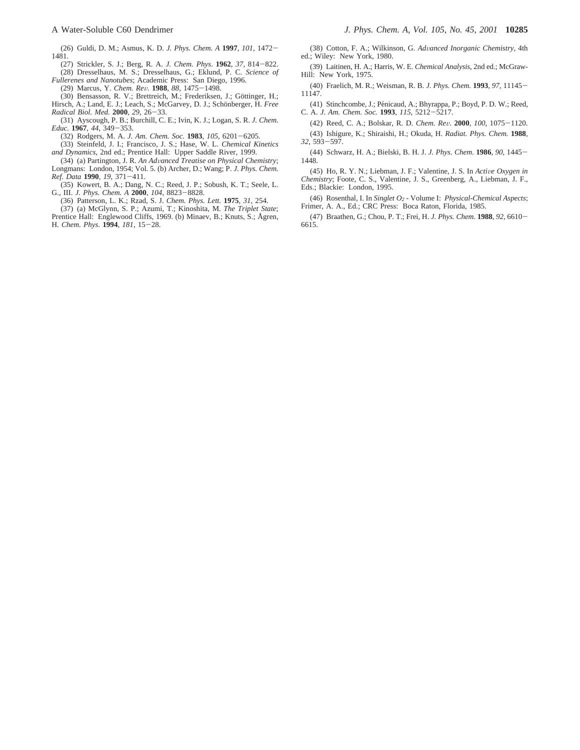(26) Guldi, D. M.; Asmus, K. D. *J. Phys. Chem. A* **1997**, *101*, 1472–1481.

(27) Strickler, S. J.; Berg, R. A. *J. Chem. Phys.* **1962**, *37*, 814–822.

(28) Dresselhaus, M. S.; Dresselhaus, G.; Eklund, P. C. *Science of Fullerenes and Nanotubes*; Academic Press: San Diego, 1996.

(29) Marcus, Y. *Chem. Rev.* **1988**, *88*, 1475–1498.

(30) Bensasson, R. V.; Brettreich, M.; Frederiksen, J.; Göttinger, H.; Hirsch, A.; Land, E. J.; Leach, S.; McGarvey, D. J.; Schönberger, H. *Free Radical Biol. Med.* **2000**, *29*, 26–33.

(31) Ayscough, P. B.; Burchill, C. E.; Ivin, K. J.; Logan, S. R. *J. Chem. Educ.* **1967**, *44*, 349–353.

(32) Rodgers, M. A. *J. Am. Chem. Soc.* **1983**, *105*, 6201–6205.

(33) Steinfeld, J. I.; Francisco, J. S.; Hase, W. L. *Chemical Kinetics and Dynamics*, 2nd ed.; Prentice Hall: Upper Saddle River, 1999.

(34) (a) Partington, J. R. *An Advanced Treatise on Physical Chemistry*; Longmans: London, 1954; Vol. 5. (b) Archer, D.; Wang; P. *J. Phys. Chem. Ref. Data* **1990**, *19*, 371–411.

(35) Kowert, B. A.; Dang, N. C.; Reed, J. P.; Sobush, K. T.; Seele, L. G., III. *J. Phys. Chem. A* **2000**, *104*, 8823–8828.

(36) Patterson, L. K.; Rzad, S. J. *Chem. Phys. Lett.* **1975**, *31*, 254.

(37) (a) McGlynn, S. P.; Azumi, T.; Kinoshita, M. *The Triplet State*; Prentice Hall: Englewood Cliffs, 1969. (b) Minaev, B.; Knuts, S.; Ågren, H. *Chem. Phys.* **1994**, *181*, 15–28.

(38) Cotton, F. A.; Wilkinson, G. *Advanced Inorganic Chemistry*, 4th ed.; Wiley: New York, 1980.

(39) Laitinen, H. A.; Harris, W. E. *Chemical Analysis*, 2nd ed.; McGraw-Hill: New York, 1975.

(40) Fraelich, M. R.; Weisman, R. B. *J. Phys. Chem.* **1993**, *97*, 11145–11147.

(41) Stinchcombe, J.; Pénicaud, A.; Bhyrappa, P.; Boyd, P. D. W.; Reed, C. A. *J. Am. Chem. Soc.* **1993**, *115*, 5212–5217.

(42) Reed, C. A.; Bolskar, R. D. *Chem. Rev.* **2000**, *100*, 1075–1120.

(43) Ishigure, K.; Shiraishi, H.; Okuda, H. *Radiat. Phys. Chem.* **1988**, *32*, 593–597.

(44) Schwarz, H. A.; Bielski, B. H. J. *J. Phys. Chem.* **1986**, *90*, 1445–1448.

(45) Ho, R. Y. N.; Liebman, J. F.; Valentine, J. S. In *Active Oxygen in Chemistry*; Foote, C. S., Valentine, J. S., Greenberg, A., Liebman, J. F., Eds.; Blackie: London, 1995.

(46) Rosenthal, I. In *Singlet $O_2$ - Volume I: Physical-Chemical Aspects*; Frimer, A. A., Ed.; CRC Press: Boca Raton, Florida, 1985.

(47) Braathen, G.; Chou, P. T.; Frei, H. *J. Phys. Chem.* **1988**, *92*, 6610–6615.